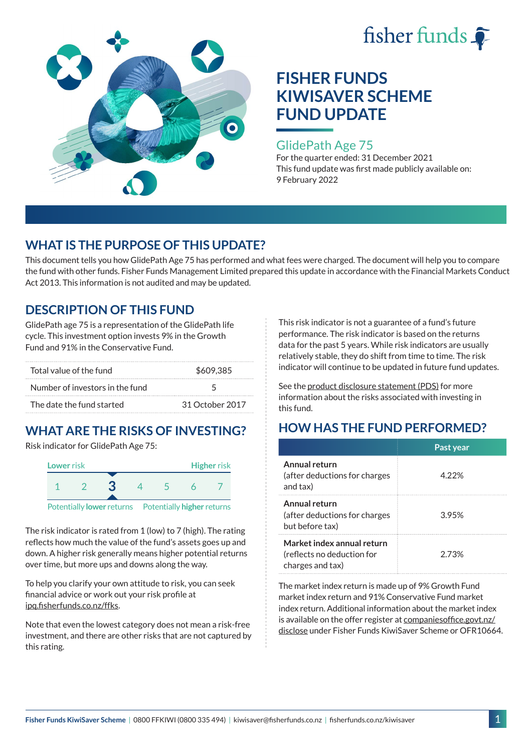fisher funds

# FISHER FUNDS KIWISAVER SCHEME FUND UPDATE

## GlidePath Age 75

For the quarter ended: 31 December 2021

This fund update was first made publicly available on: 9 February 2022

## WHAT IS THE PURPOSE OF THIS UPDATE?

This document tells you how GlidePath Age 75 has performed and what fees were charged. The document will help you to compare the fund with other funds. Fisher Funds Management Limited prepared this update in accordance with the Financial Markets Conduct Act 2013. This information is not audited and may be updated.

## DESCRIPTION OF THIS FUND

GlidePath age 75 is a representation of the GlidePath life cycle. This investment option invests 9% in the Growth Fund and 91% in the Conservative Fund.

| | |
|---|---|
| Total value of the fund | $609,385 |
| Number of investors in the fund | 5 |
| The date the fund started | 31 October 2017 |

## WHAT ARE THE RISKS OF INVESTING?

Risk indicator for GlidePath Age 75:

Lower risk — Higher risk

1 2 **3** 4 5 6 7

Potentially **lower** returns — Potentially **higher** returns

The risk indicator is rated from 1 (low) to 7 (high). The rating reflects how much the value of the fund's assets goes up and down. A higher risk generally means higher potential returns over time, but more ups and downs along the way.

To help you clarify your own attitude to risk, you can seek financial advice or work out your risk profile at ipq.fisherfunds.co.nz/ffks.

Note that even the lowest category does not mean a risk-free investment, and there are other risks that are not captured by this rating.

This risk indicator is not a guarantee of a fund's future performance. The risk indicator is based on the returns data for the past 5 years. While risk indicators are usually relatively stable, they do shift from time to time. The risk indicator will continue to be updated in future fund updates.

See the product disclosure statement (PDS) for more information about the risks associated with investing in this fund.

## HOW HAS THE FUND PERFORMED?

| | Past year |
|---|---|
| **Annual return** (after deductions for charges and tax) | 4.22% |
| **Annual return** (after deductions for charges but before tax) | 3.95% |
| **Market index annual return** (reflects no deduction for charges and tax) | 2.73% |

The market index return is made up of 9% Growth Fund market index return and 91% Conservative Fund market index return. Additional information about the market index is available on the offer register at companiesoffice.govt.nz/disclose under Fisher Funds KiwiSaver Scheme or OFR10664.

**Fisher Funds KiwiSaver Scheme** | 0800 FFKIWI (0800 335 494) | kiwisaver@fisherfunds.co.nz | fisherfunds.co.nz/kiwisaver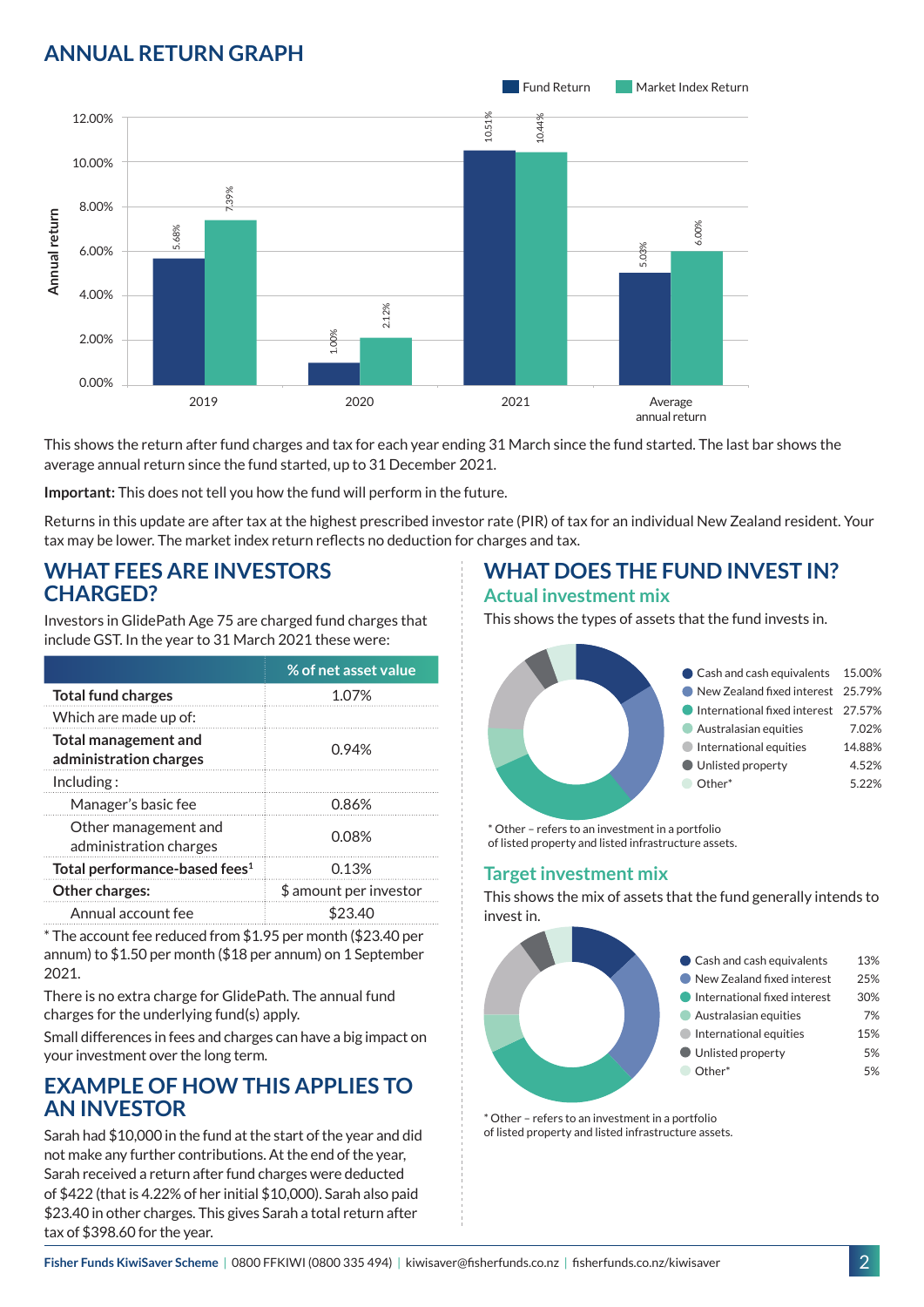## ANNUAL RETURN GRAPH

Fund Return
Market Index Return

Annual return

12.00%
10.00%
8.00%
6.00%
4.00%
2.00%
0.00%

5.68%
7.39%
1.00%
2.12%
10.51%
10.44%
5.03%
6.00%

2019
2020
2021
Average annual return

This shows the return after fund charges and tax for each year ending 31 March since the fund started. The last bar shows the average annual return since the fund started, up to 31 December 2021.

**Important:** This does not tell you how the fund will perform in the future.

Returns in this update are after tax at the highest prescribed investor rate (PIR) of tax for an individual New Zealand resident. Your tax may be lower. The market index return reflects no deduction for charges and tax.

## WHAT FEES ARE INVESTORS CHARGED?

Investors in GlidePath Age 75 are charged fund charges that include GST. In the year to 31 March 2021 these were:

| | % of net asset value |
|---|---|
| **Total fund charges** | 1.07% |
| Which are made up of: | |
| **Total management and administration charges** | 0.94% |
| Including : | |
| Manager's basic fee | 0.86% |
| Other management and administration charges | 0.08% |
| **Total performance-based fees**[1] | 0.13% |
| **Other charges:** | $ amount per investor |
| Annual account fee | $23.40 |

* The account fee reduced from $1.95 per month ($23.40 per annum) to $1.50 per month ($18 per annum) on 1 September 2021.

There is no extra charge for GlidePath. The annual fund charges for the underlying fund(s) apply.

Small differences in fees and charges can have a big impact on your investment over the long term.

## EXAMPLE OF HOW THIS APPLIES TO AN INVESTOR

Sarah had $10,000 in the fund at the start of the year and did not make any further contributions. At the end of the year, Sarah received a return after fund charges were deducted of $422 (that is 4.22% of her initial $10,000). Sarah also paid $23.40 in other charges. This gives Sarah a total return after tax of $398.60 for the year.

## WHAT DOES THE FUND INVEST IN?

### Actual investment mix

This shows the types of assets that the fund invests in.

Cash and cash equivalents 15.00%
New Zealand fixed interest 25.79%
International fixed interest 27.57%
Australasian equities 7.02%
International equities 14.88%
Unlisted property 4.52%
Other* 5.22%

* Other – refers to an investment in a portfolio of listed property and listed infrastructure assets.

### Target investment mix

This shows the mix of assets that the fund generally intends to invest in.

Cash and cash equivalents 13%
New Zealand fixed interest 25%
International fixed interest 30%
Australasian equities 7%
International equities 15%
Unlisted property 5%
Other* 5%

* Other – refers to an investment in a portfolio of listed property and listed infrastructure assets.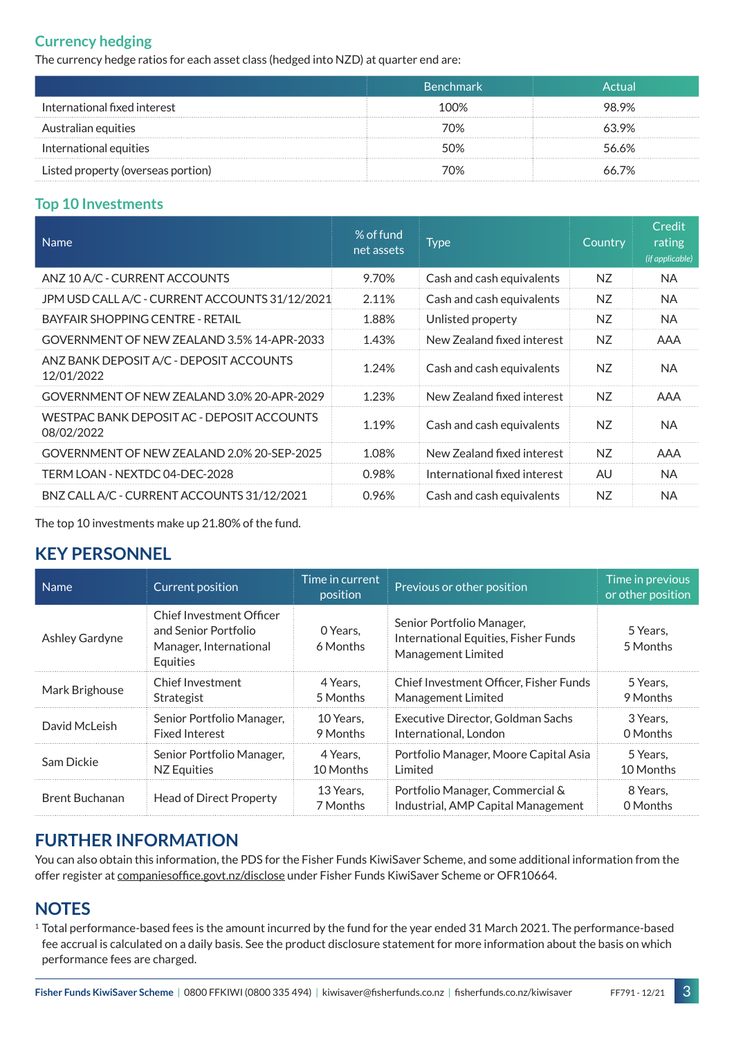## Currency hedging

The currency hedge ratios for each asset class (hedged into NZD) at quarter end are:

| | Benchmark | Actual |
|---|---|---|
| International fixed interest | 100% | 98.9% |
| Australian equities | 70% | 63.9% |
| International equities | 50% | 56.6% |
| Listed property (overseas portion) | 70% | 66.7% |

## Top 10 Investments

| Name | % of fund net assets | Type | Country | Credit rating (if applicable) |
|---|---|---|---|---|
| ANZ 10 A/C - CURRENT ACCOUNTS | 9.70% | Cash and cash equivalents | NZ | NA |
| JPM USD CALL A/C - CURRENT ACCOUNTS 31/12/2021 | 2.11% | Cash and cash equivalents | NZ | NA |
| BAYFAIR SHOPPING CENTRE - RETAIL | 1.88% | Unlisted property | NZ | NA |
| GOVERNMENT OF NEW ZEALAND 3.5% 14-APR-2033 | 1.43% | New Zealand fixed interest | NZ | AAA |
| ANZ BANK DEPOSIT A/C - DEPOSIT ACCOUNTS 12/01/2022 | 1.24% | Cash and cash equivalents | NZ | NA |
| GOVERNMENT OF NEW ZEALAND 3.0% 20-APR-2029 | 1.23% | New Zealand fixed interest | NZ | AAA |
| WESTPAC BANK DEPOSIT AC - DEPOSIT ACCOUNTS 08/02/2022 | 1.19% | Cash and cash equivalents | NZ | NA |
| GOVERNMENT OF NEW ZEALAND 2.0% 20-SEP-2025 | 1.08% | New Zealand fixed interest | NZ | AAA |
| TERM LOAN - NEXTDC 04-DEC-2028 | 0.98% | International fixed interest | AU | NA |
| BNZ CALL A/C - CURRENT ACCOUNTS 31/12/2021 | 0.96% | Cash and cash equivalents | NZ | NA |

The top 10 investments make up 21.80% of the fund.

## KEY PERSONNEL

| Name | Current position | Time in current position | Previous or other position | Time in previous or other position |
|---|---|---|---|---|
| Ashley Gardyne | Chief Investment Officer and Senior Portfolio Manager, International Equities | 0 Years, 6 Months | Senior Portfolio Manager, International Equities, Fisher Funds Management Limited | 5 Years, 5 Months |
| Mark Brighouse | Chief Investment Strategist | 4 Years, 5 Months | Chief Investment Officer, Fisher Funds Management Limited | 5 Years, 9 Months |
| David McLeish | Senior Portfolio Manager, Fixed Interest | 10 Years, 9 Months | Executive Director, Goldman Sachs International, London | 3 Years, 0 Months |
| Sam Dickie | Senior Portfolio Manager, NZ Equities | 4 Years, 10 Months | Portfolio Manager, Moore Capital Asia Limited | 5 Years, 10 Months |
| Brent Buchanan | Head of Direct Property | 13 Years, 7 Months | Portfolio Manager, Commercial & Industrial, AMP Capital Management | 8 Years, 0 Months |

## FURTHER INFORMATION

You can also obtain this information, the PDS for the Fisher Funds KiwiSaver Scheme, and some additional information from the offer register at companiesoffice.govt.nz/disclose under Fisher Funds KiwiSaver Scheme or OFR10664.

## NOTES

[1] Total performance-based fees is the amount incurred by the fund for the year ended 31 March 2021. The performance-based fee accrual is calculated on a daily basis. See the product disclosure statement for more information about the basis on which performance fees are charged.

Fisher Funds KiwiSaver Scheme | 0800 FFKIWI (0800 335 494) | kiwisaver@fisherfunds.co.nz | fisherfunds.co.nz/kiwisaver FF791 - 12/21